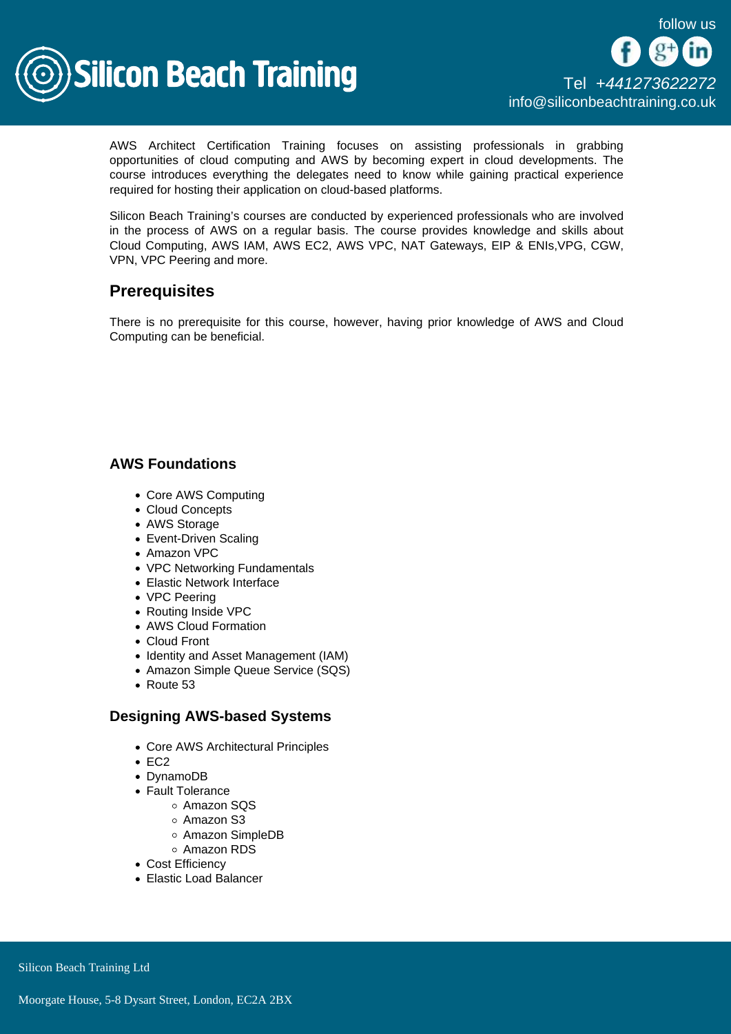AWS Architect Certification Training focuses on assisting professionals in grabbing opportunities of cloud computing and AWS by becoming expert in cloud developments. The course introduces everything the delegates need to know while gaining practical experience required for hosting their application on cloud-based platforms.

Silicon Beach Training's courses are conducted by experienced professionals who are involved in the process of AWS on a regular basis. The course provides knowledge and skills about Cloud Computing, AWS IAM, AWS EC2, AWS VPC, NAT Gateways, EIP & ENIs,VPG, CGW, VPN, VPC Peering and more.

## Prerequisites

There is no prerequisite for this course, however, having prior knowledge of AWS and Cloud Computing can be beneficial.

### AWS Foundations

- Core AWS Computing
- Cloud Concepts
- AWS Storage
- Event-Driven Scaling
- Amazon VPC
- VPC Networking Fundamentals
- Elastic Network Interface
- VPC Peering
- Routing Inside VPC
- AWS Cloud Formation
- Cloud Front
- Identity and Asset Management (IAM)
- Amazon Simple Queue Service (SQS)
- Route 53

### Designing AWS-based Systems

- Core AWS Architectural Principles
- EC2
- DynamoDB
- Fault Tolerance
  - Amazon SQS
  - Amazon S3
  - Amazon SimpleDB
  - Amazon RDS
- Cost Efficiency
- Elastic Load Balancer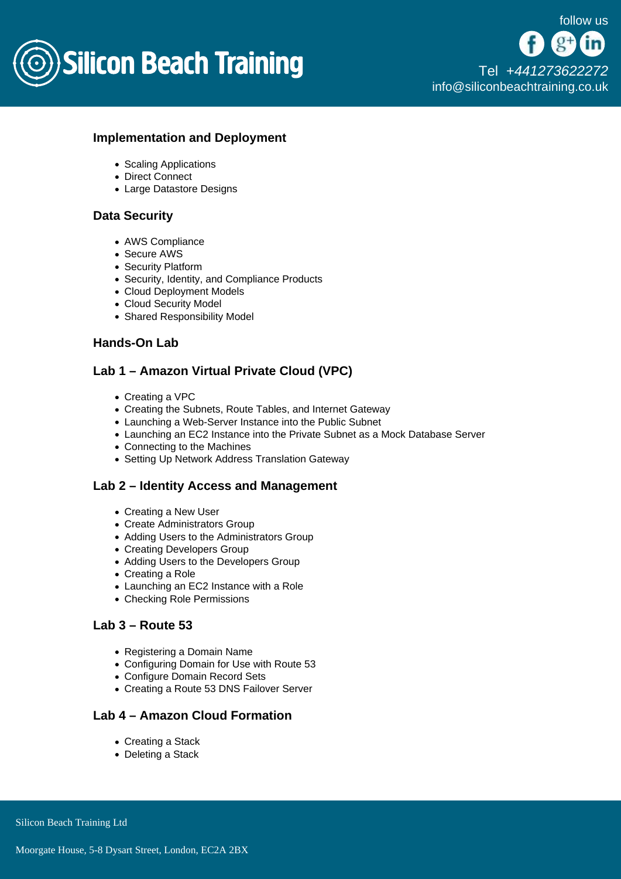### Implementation and Deployment

- Scaling Applications
- Direct Connect
- Large Datastore Designs

### Data Security

- AWS Compliance
- Secure AWS
- Security Platform
- Security, Identity, and Compliance Products
- Cloud Deployment Models
- Cloud Security Model
- Shared Responsibility Model

### Hands-On Lab

### Lab 1 – Amazon Virtual Private Cloud (VPC)

- Creating a VPC
- Creating the Subnets, Route Tables, and Internet Gateway
- Launching a Web-Server Instance into the Public Subnet
- Launching an EC2 Instance into the Private Subnet as a Mock Database Server
- Connecting to the Machines
- Setting Up Network Address Translation Gateway

### Lab 2 – Identity Access and Management

- Creating a New User
- Create Administrators Group
- Adding Users to the Administrators Group
- Creating Developers Group
- Adding Users to the Developers Group
- Creating a Role
- Launching an EC2 Instance with a Role
- Checking Role Permissions

### Lab 3 – Route 53

- Registering a Domain Name
- Configuring Domain for Use with Route 53
- Configure Domain Record Sets
- Creating a Route 53 DNS Failover Server

### Lab 4 – Amazon Cloud Formation

- Creating a Stack
- Deleting a Stack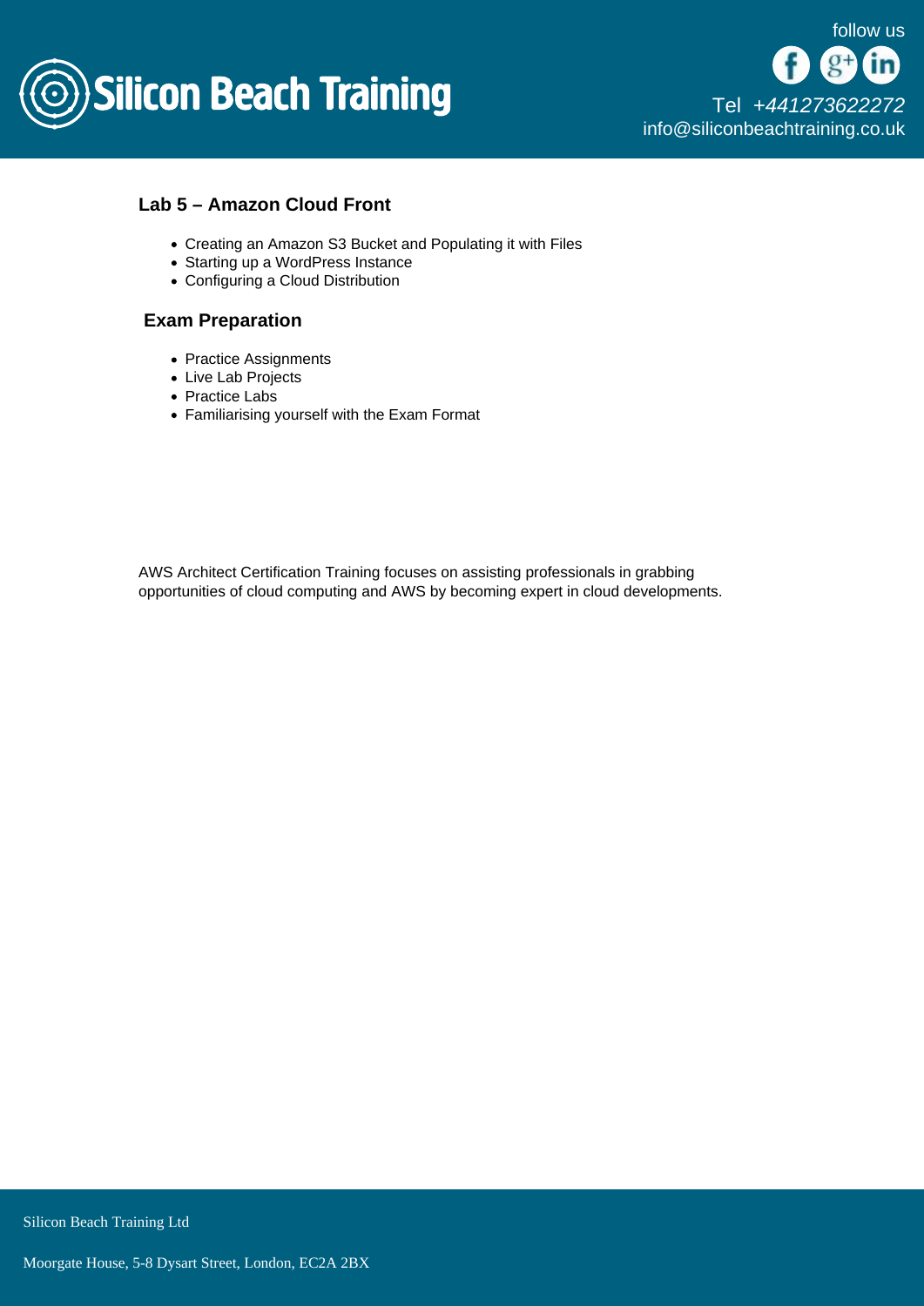### Lab 5 – Amazon Cloud Front

- Creating an Amazon S3 Bucket and Populating it with Files
- Starting up a WordPress Instance
- Configuring a Cloud Distribution

### Exam Preparation

- Practice Assignments
- Live Lab Projects
- Practice Labs
- Familiarising yourself with the Exam Format

AWS Architect Certification Training focuses on assisting professionals in grabbing opportunities of cloud computing and AWS by becoming expert in cloud developments.